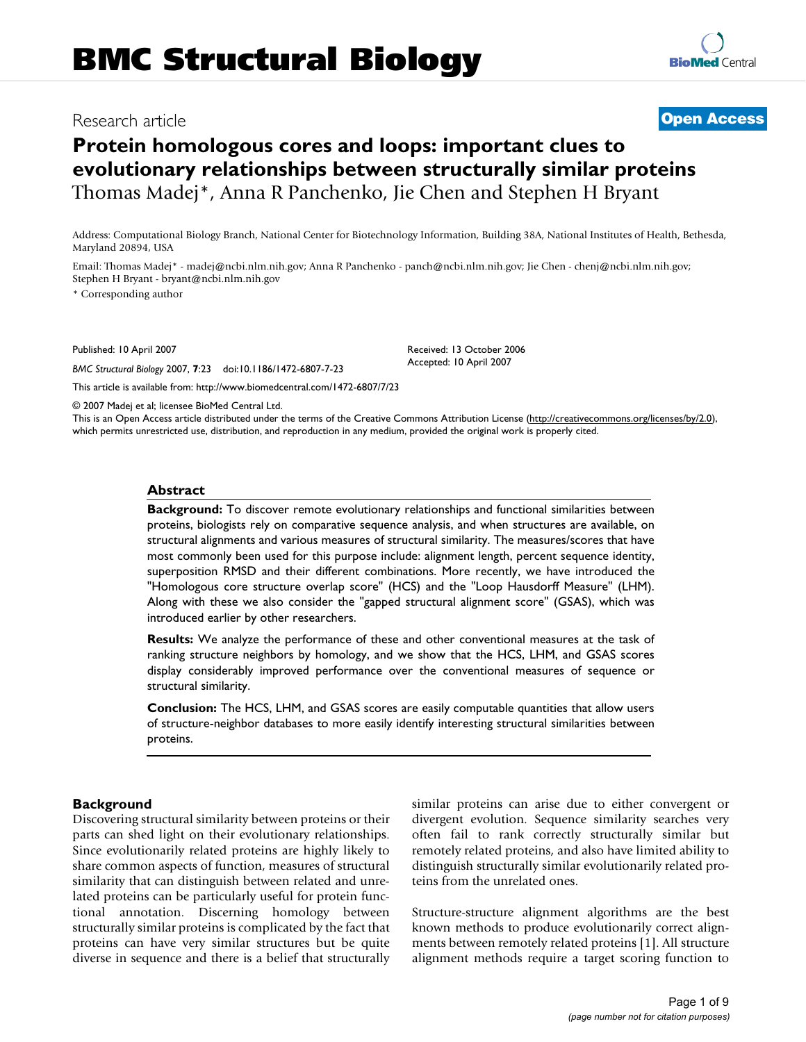# BMC Structural Biology

Research article **Open Access**

## Protein homologous cores and loops: important clues to evolutionary relationships between structurally similar proteins

Thomas Madej*, Anna R Panchenko, Jie Chen and Stephen H Bryant

Address: Computational Biology Branch, National Center for Biotechnology Information, Building 38A, National Institutes of Health, Bethesda, Maryland 20894, USA

Email: Thomas Madej* - madej@ncbi.nlm.nih.gov; Anna R Panchenko - panch@ncbi.nlm.nih.gov; Jie Chen - chenj@ncbi.nlm.nih.gov; Stephen H Bryant - bryant@ncbi.nlm.nih.gov

\* Corresponding author

Published: 10 April 2007

*BMC Structural Biology* 2007, **7**:23 doi:10.1186/1472-6807-7-23

Received: 13 October 2006
Accepted: 10 April 2007

This article is available from: http://www.biomedcentral.com/1472-6807/7/23

© 2007 Madej et al; licensee BioMed Central Ltd.
This is an Open Access article distributed under the terms of the Creative Commons Attribution License (http://creativecommons.org/licenses/by/2.0), which permits unrestricted use, distribution, and reproduction in any medium, provided the original work is properly cited.

### Abstract

**Background:** To discover remote evolutionary relationships and functional similarities between proteins, biologists rely on comparative sequence analysis, and when structures are available, on structural alignments and various measures of structural similarity. The measures/scores that have most commonly been used for this purpose include: alignment length, percent sequence identity, superposition RMSD and their different combinations. More recently, we have introduced the "Homologous core structure overlap score" (HCS) and the "Loop Hausdorff Measure" (LHM). Along with these we also consider the "gapped structural alignment score" (GSAS), which was introduced earlier by other researchers.

**Results:** We analyze the performance of these and other conventional measures at the task of ranking structure neighbors by homology, and we show that the HCS, LHM, and GSAS scores display considerably improved performance over the conventional measures of sequence or structural similarity.

**Conclusion:** The HCS, LHM, and GSAS scores are easily computable quantities that allow users of structure-neighbor databases to more easily identify interesting structural similarities between proteins.

## Background

Discovering structural similarity between proteins or their parts can shed light on their evolutionary relationships. Since evolutionarily related proteins are highly likely to share common aspects of function, measures of structural similarity that can distinguish between related and unrelated proteins can be particularly useful for protein functional annotation. Discerning homology between structurally similar proteins is complicated by the fact that proteins can have very similar structures but be quite diverse in sequence and there is a belief that structurally similar proteins can arise due to either convergent or divergent evolution. Sequence similarity searches very often fail to rank correctly structurally similar but remotely related proteins, and also have limited ability to distinguish structurally similar evolutionarily related proteins from the unrelated ones.

Structure-structure alignment algorithms are the best known methods to produce evolutionarily correct alignments between remotely related proteins [1]. All structure alignment methods require a target scoring function to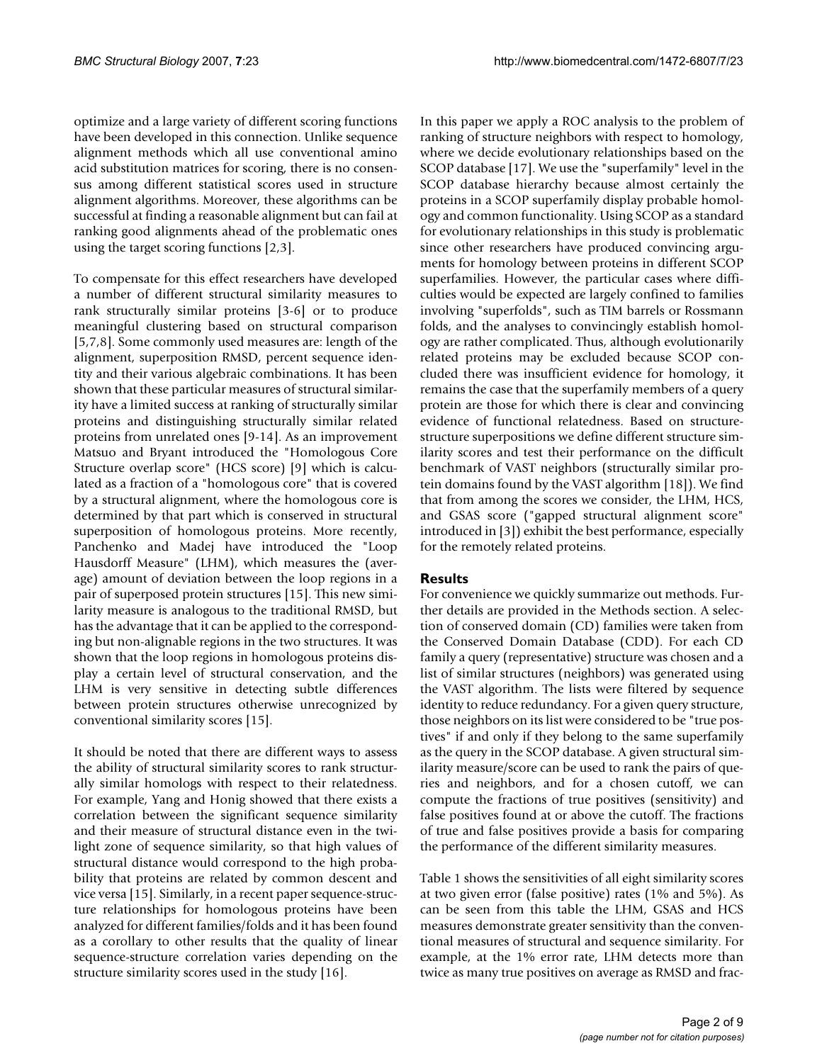optimize and a large variety of different scoring functions have been developed in this connection. Unlike sequence alignment methods which all use conventional amino acid substitution matrices for scoring, there is no consensus among different statistical scores used in structure alignment algorithms. Moreover, these algorithms can be successful at finding a reasonable alignment but can fail at ranking good alignments ahead of the problematic ones using the target scoring functions [2,3].

To compensate for this effect researchers have developed a number of different structural similarity measures to rank structurally similar proteins [3-6] or to produce meaningful clustering based on structural comparison [5,7,8]. Some commonly used measures are: length of the alignment, superposition RMSD, percent sequence identity and their various algebraic combinations. It has been shown that these particular measures of structural similarity have a limited success at ranking of structurally similar proteins and distinguishing structurally similar related proteins from unrelated ones [9-14]. As an improvement Matsuo and Bryant introduced the "Homologous Core Structure overlap score" (HCS score) [9] which is calculated as a fraction of a "homologous core" that is covered by a structural alignment, where the homologous core is determined by that part which is conserved in structural superposition of homologous proteins. More recently, Panchenko and Madej have introduced the "Loop Hausdorff Measure" (LHM), which measures the (average) amount of deviation between the loop regions in a pair of superposed protein structures [15]. This new similarity measure is analogous to the traditional RMSD, but has the advantage that it can be applied to the corresponding but non-alignable regions in the two structures. It was shown that the loop regions in homologous proteins display a certain level of structural conservation, and the LHM is very sensitive in detecting subtle differences between protein structures otherwise unrecognized by conventional similarity scores [15].

It should be noted that there are different ways to assess the ability of structural similarity scores to rank structurally similar homologs with respect to their relatedness. For example, Yang and Honig showed that there exists a correlation between the significant sequence similarity and their measure of structural distance even in the twilight zone of sequence similarity, so that high values of structural distance would correspond to the high probability that proteins are related by common descent and vice versa [15]. Similarly, in a recent paper sequence-structure relationships for homologous proteins have been analyzed for different families/folds and it has been found as a corollary to other results that the quality of linear sequence-structure correlation varies depending on the structure similarity scores used in the study [16].

In this paper we apply a ROC analysis to the problem of ranking of structure neighbors with respect to homology, where we decide evolutionary relationships based on the SCOP database [17]. We use the "superfamily" level in the SCOP database hierarchy because almost certainly the proteins in a SCOP superfamily display probable homology and common functionality. Using SCOP as a standard for evolutionary relationships in this study is problematic since other researchers have produced convincing arguments for homology between proteins in different SCOP superfamilies. However, the particular cases where difficulties would be expected are largely confined to families involving "superfolds", such as TIM barrels or Rossmann folds, and the analyses to convincingly establish homology are rather complicated. Thus, although evolutionarily related proteins may be excluded because SCOP concluded there was insufficient evidence for homology, it remains the case that the superfamily members of a query protein are those for which there is clear and convincing evidence of functional relatedness. Based on structure-structure superpositions we define different structure similarity scores and test their performance on the difficult benchmark of VAST neighbors (structurally similar protein domains found by the VAST algorithm [18]). We find that from among the scores we consider, the LHM, HCS, and GSAS score ("gapped structural alignment score" introduced in [3]) exhibit the best performance, especially for the remotely related proteins.

## Results

For convenience we quickly summarize out methods. Further details are provided in the Methods section. A selection of conserved domain (CD) families were taken from the Conserved Domain Database (CDD). For each CD family a query (representative) structure was chosen and a list of similar structures (neighbors) was generated using the VAST algorithm. The lists were filtered by sequence identity to reduce redundancy. For a given query structure, those neighbors on its list were considered to be "true positives" if and only if they belong to the same superfamily as the query in the SCOP database. A given structural similarity measure/score can be used to rank the pairs of queries and neighbors, and for a chosen cutoff, we can compute the fractions of true positives (sensitivity) and false positives found at or above the cutoff. The fractions of true and false positives provide a basis for comparing the performance of the different similarity measures.

Table 1 shows the sensitivities of all eight similarity scores at two given error (false positive) rates (1% and 5%). As can be seen from this table the LHM, GSAS and HCS measures demonstrate greater sensitivity than the conventional measures of structural and sequence similarity. For example, at the 1% error rate, LHM detects more than twice as many true positives on average as RMSD and frac-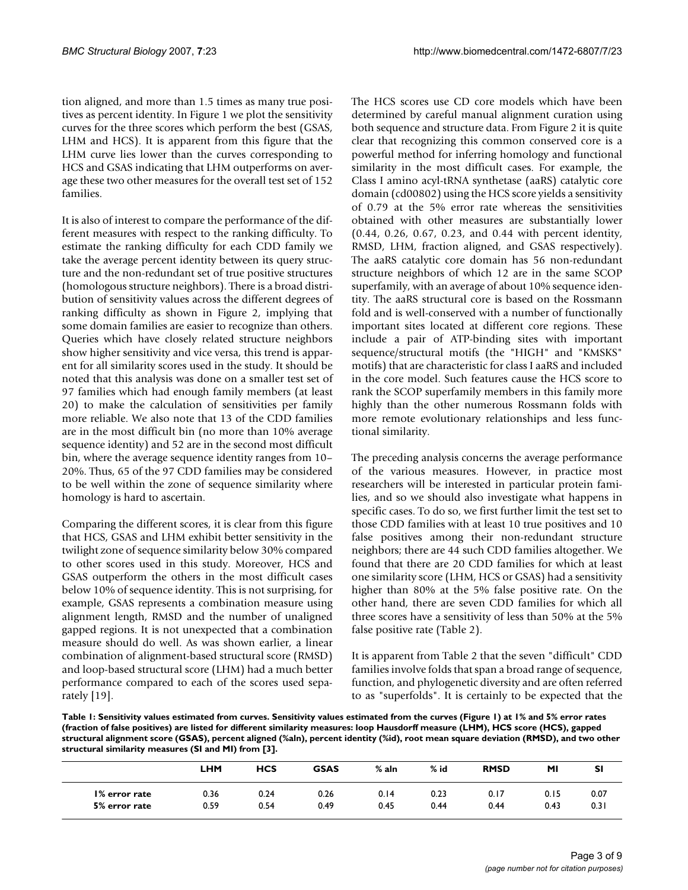tion aligned, and more than 1.5 times as many true positives as percent identity. In Figure 1 we plot the sensitivity curves for the three scores which perform the best (GSAS, LHM and HCS). It is apparent from this figure that the LHM curve lies lower than the curves corresponding to HCS and GSAS indicating that LHM outperforms on average these two other measures for the overall test set of 152 families.

It is also of interest to compare the performance of the different measures with respect to the ranking difficulty. To estimate the ranking difficulty for each CDD family we take the average percent identity between its query structure and the non-redundant set of true positive structures (homologous structure neighbors). There is a broad distribution of sensitivity values across the different degrees of ranking difficulty as shown in Figure 2, implying that some domain families are easier to recognize than others. Queries which have closely related structure neighbors show higher sensitivity and vice versa, this trend is apparent for all similarity scores used in the study. It should be noted that this analysis was done on a smaller test set of 97 families which had enough family members (at least 20) to make the calculation of sensitivities per family more reliable. We also note that 13 of the CDD families are in the most difficult bin (no more than 10% average sequence identity) and 52 are in the second most difficult bin, where the average sequence identity ranges from 10–20%. Thus, 65 of the 97 CDD families may be considered to be well within the zone of sequence similarity where homology is hard to ascertain.

Comparing the different scores, it is clear from this figure that HCS, GSAS and LHM exhibit better sensitivity in the twilight zone of sequence similarity below 30% compared to other scores used in this study. Moreover, HCS and GSAS outperform the others in the most difficult cases below 10% of sequence identity. This is not surprising, for example, GSAS represents a combination measure using alignment length, RMSD and the number of unaligned gapped regions. It is not unexpected that a combination measure should do well. As was shown earlier, a linear combination of alignment-based structural score (RMSD) and loop-based structural score (LHM) had a much better performance compared to each of the scores used separately [19].

The HCS scores use CD core models which have been determined by careful manual alignment curation using both sequence and structure data. From Figure 2 it is quite clear that recognizing this common conserved core is a powerful method for inferring homology and functional similarity in the most difficult cases. For example, the Class I amino acyl-tRNA synthetase (aaRS) catalytic core domain (cd00802) using the HCS score yields a sensitivity of 0.79 at the 5% error rate whereas the sensitivities obtained with other measures are substantially lower (0.44, 0.26, 0.67, 0.23, and 0.44 with percent identity, RMSD, LHM, fraction aligned, and GSAS respectively). The aaRS catalytic core domain has 56 non-redundant structure neighbors of which 12 are in the same SCOP superfamily, with an average of about 10% sequence identity. The aaRS structural core is based on the Rossmann fold and is well-conserved with a number of functionally important sites located at different core regions. These include a pair of ATP-binding sites with important sequence/structural motifs (the "HIGH" and "KMSKS" motifs) that are characteristic for class I aaRS and included in the core model. Such features cause the HCS score to rank the SCOP superfamily members in this family more highly than the other numerous Rossmann folds with more remote evolutionary relationships and less functional similarity.

The preceding analysis concerns the average performance of the various measures. However, in practice most researchers will be interested in particular protein families, and so we should also investigate what happens in specific cases. To do so, we first further limit the test set to those CDD families with at least 10 true positives and 10 false positives among their non-redundant structure neighbors; there are 44 such CDD families altogether. We found that there are 20 CDD families for which at least one similarity score (LHM, HCS or GSAS) had a sensitivity higher than 80% at the 5% false positive rate. On the other hand, there are seven CDD families for which all three scores have a sensitivity of less than 50% at the 5% false positive rate (Table 2).

It is apparent from Table 2 that the seven "difficult" CDD families involve folds that span a broad range of sequence, function, and phylogenetic diversity and are often referred to as "superfolds". It is certainly to be expected that the

**Table 1: Sensitivity values estimated from curves. Sensitivity values estimated from the curves (Figure 1) at 1% and 5% error rates (fraction of false positives) are listed for different similarity measures: loop Hausdorff measure (LHM), HCS score (HCS), gapped structural alignment score (GSAS), percent aligned (%aln), percent identity (%id), root mean square deviation (RMSD), and two other structural similarity measures (SI and MI) from [3].**

| | LHM | HCS | GSAS | % aln | % id | RMSD | MI | SI |
|---|---|---|---|---|---|---|---|---|
| **1% error rate** | 0.36 | 0.24 | 0.26 | 0.14 | 0.23 | 0.17 | 0.15 | 0.07 |
| **5% error rate** | 0.59 | 0.54 | 0.49 | 0.45 | 0.44 | 0.44 | 0.43 | 0.31 |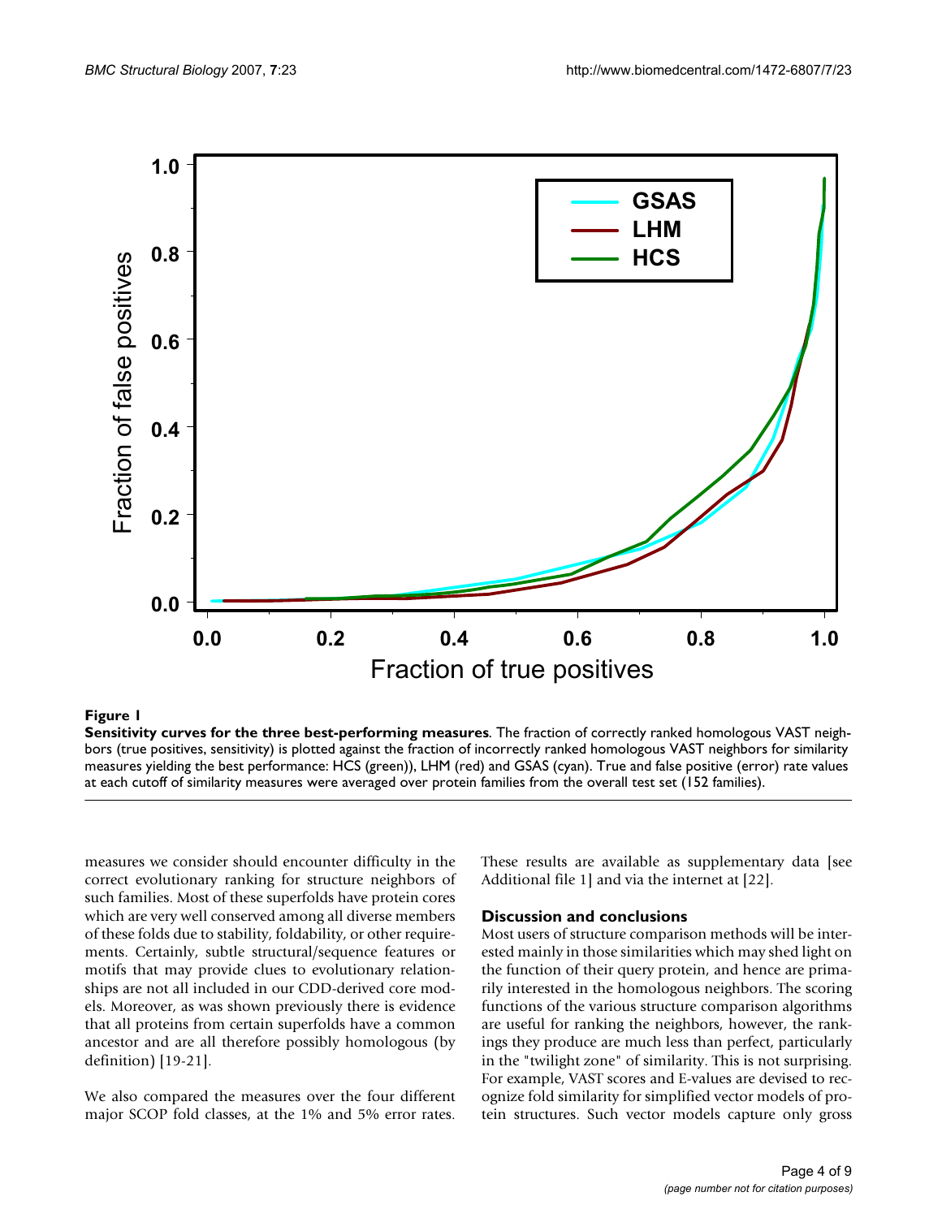**Figure 1**

**Sensitivity curves for the three best-performing measures**. The fraction of correctly ranked homologous VAST neighbors (true positives, sensitivity) is plotted against the fraction of incorrectly ranked homologous VAST neighbors for similarity measures yielding the best performance: HCS (green)), LHM (red) and GSAS (cyan). True and false positive (error) rate values at each cutoff of similarity measures were averaged over protein families from the overall test set (152 families).

measures we consider should encounter difficulty in the correct evolutionary ranking for structure neighbors of such families. Most of these superfolds have protein cores which are very well conserved among all diverse members of these folds due to stability, foldability, or other requirements. Certainly, subtle structural/sequence features or motifs that may provide clues to evolutionary relationships are not all included in our CDD-derived core models. Moreover, as was shown previously there is evidence that all proteins from certain superfolds have a common ancestor and are all therefore possibly homologous (by definition) [19-21].

We also compared the measures over the four different major SCOP fold classes, at the 1% and 5% error rates. These results are available as supplementary data [see Additional file 1] and via the internet at [22].

## Discussion and conclusions

Most users of structure comparison methods will be interested mainly in those similarities which may shed light on the function of their query protein, and hence are primarily interested in the homologous neighbors. The scoring functions of the various structure comparison algorithms are useful for ranking the neighbors, however, the rankings they produce are much less than perfect, particularly in the "twilight zone" of similarity. This is not surprising. For example, VAST scores and E-values are devised to recognize fold similarity for simplified vector models of protein structures. Such vector models capture only gross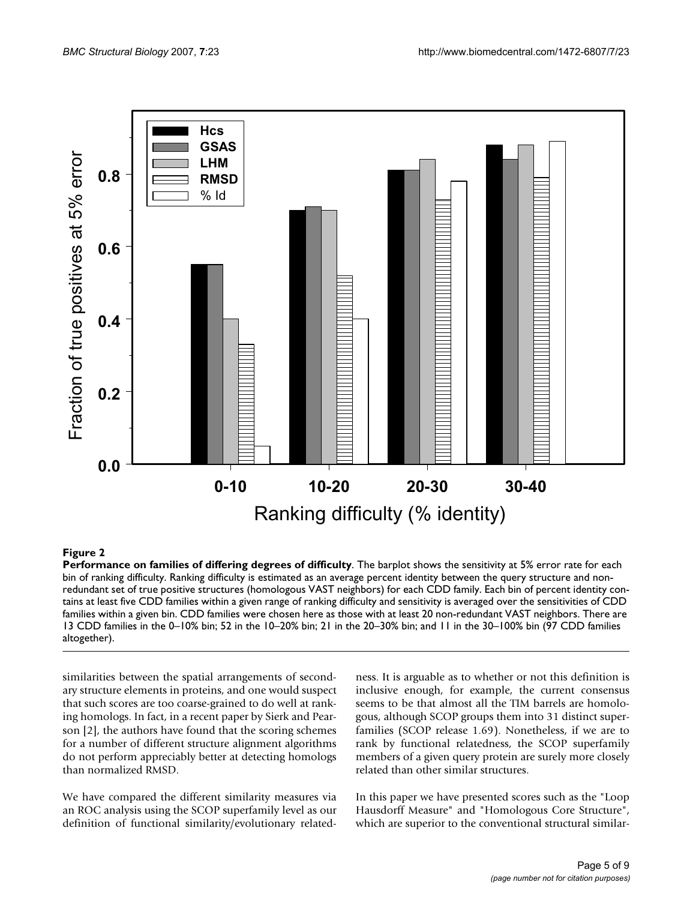**Figure 2**

**Performance on families of differing degrees of difficulty**. The barplot shows the sensitivity at 5% error rate for each bin of ranking difficulty. Ranking difficulty is estimated as an average percent identity between the query structure and non-redundant set of true positive structures (homologous VAST neighbors) for each CDD family. Each bin of percent identity contains at least five CDD families within a given range of ranking difficulty and sensitivity is averaged over the sensitivities of CDD families within a given bin. CDD families were chosen here as those with at least 20 non-redundant VAST neighbors. There are 13 CDD families in the 0–10% bin; 52 in the 10–20% bin; 21 in the 20–30% bin; and 11 in the 30–100% bin (97 CDD families altogether).

similarities between the spatial arrangements of secondary structure elements in proteins, and one would suspect that such scores are too coarse-grained to do well at ranking homologs. In fact, in a recent paper by Sierk and Pearson [2], the authors have found that the scoring schemes for a number of different structure alignment algorithms do not perform appreciably better at detecting homologs than normalized RMSD.

We have compared the different similarity measures via an ROC analysis using the SCOP superfamily level as our definition of functional similarity/evolutionary relatedness. It is arguable as to whether or not this definition is inclusive enough, for example, the current consensus seems to be that almost all the TIM barrels are homologous, although SCOP groups them into 31 distinct superfamilies (SCOP release 1.69). Nonetheless, if we are to rank by functional relatedness, the SCOP superfamily members of a given query protein are surely more closely related than other similar structures.

In this paper we have presented scores such as the "Loop Hausdorff Measure" and "Homologous Core Structure", which are superior to the conventional structural similar-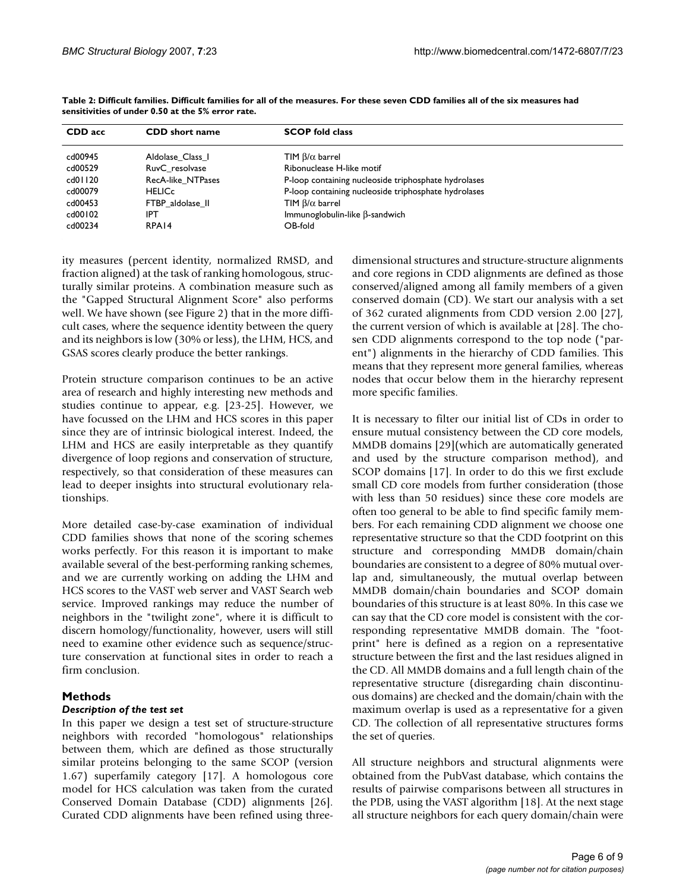**Table 2: Difficult families. Difficult families for all of the measures. For these seven CDD families all of the six measures had sensitivities of under 0.50 at the 5% error rate.**

| CDD acc | CDD short name | SCOP fold class |
| --- | --- | --- |
| cd00945 | Aldolase_Class_I | TIM $\beta/\alpha$ barrel |
| cd00529 | RuvC_resolvase | Ribonuclease H-like motif |
| cd01120 | RecA-like_NTPases | P-loop containing nucleoside triphosphate hydrolases |
| cd00079 | HELICc | P-loop containing nucleoside triphosphate hydrolases |
| cd00453 | FTBP_aldolase_II | TIM $\beta/\alpha$ barrel |
| cd00102 | IPT | Immunoglobulin-like $\beta$-sandwich |
| cd00234 | RPA14 | OB-fold |

ity measures (percent identity, normalized RMSD, and fraction aligned) at the task of ranking homologous, structurally similar proteins. A combination measure such as the "Gapped Structural Alignment Score" also performs well. We have shown (see Figure 2) that in the more difficult cases, where the sequence identity between the query and its neighbors is low (30% or less), the LHM, HCS, and GSAS scores clearly produce the better rankings.

Protein structure comparison continues to be an active area of research and highly interesting new methods and studies continue to appear, e.g. [23-25]. However, we have focussed on the LHM and HCS scores in this paper since they are of intrinsic biological interest. Indeed, the LHM and HCS are easily interpretable as they quantify divergence of loop regions and conservation of structure, respectively, so that consideration of these measures can lead to deeper insights into structural evolutionary relationships.

More detailed case-by-case examination of individual CDD families shows that none of the scoring schemes works perfectly. For this reason it is important to make available several of the best-performing ranking schemes, and we are currently working on adding the LHM and HCS scores to the VAST web server and VAST Search web service. Improved rankings may reduce the number of neighbors in the "twilight zone", where it is difficult to discern homology/functionality, however, users will still need to examine other evidence such as sequence/structure conservation at functional sites in order to reach a firm conclusion.

## Methods

### *Description of the test set*

In this paper we design a test set of structure-structure neighbors with recorded "homologous" relationships between them, which are defined as those structurally similar proteins belonging to the same SCOP (version 1.67) superfamily category [17]. A homologous core model for HCS calculation was taken from the curated Conserved Domain Database (CDD) alignments [26]. Curated CDD alignments have been refined using three-dimensional structures and structure-structure alignments and core regions in CDD alignments are defined as those conserved/aligned among all family members of a given conserved domain (CD). We start our analysis with a set of 362 curated alignments from CDD version 2.00 [27], the current version of which is available at [28]. The chosen CDD alignments correspond to the top node ("parent") alignments in the hierarchy of CDD families. This means that they represent more general families, whereas nodes that occur below them in the hierarchy represent more specific families.

It is necessary to filter our initial list of CDs in order to ensure mutual consistency between the CD core models, MMDB domains [29](which are automatically generated and used by the structure comparison method), and SCOP domains [17]. In order to do this we first exclude small CD core models from further consideration (those with less than 50 residues) since these core models are often too general to be able to find specific family members. For each remaining CDD alignment we choose one representative structure so that the CDD footprint on this structure and corresponding MMDB domain/chain boundaries are consistent to a degree of 80% mutual overlap and, simultaneously, the mutual overlap between MMDB domain/chain boundaries and SCOP domain boundaries of this structure is at least 80%. In this case we can say that the CD core model is consistent with the corresponding representative MMDB domain. The "footprint" here is defined as a region on a representative structure between the first and the last residues aligned in the CD. All MMDB domains and a full length chain of the representative structure (disregarding chain discontinuous domains) are checked and the domain/chain with the maximum overlap is used as a representative for a given CD. The collection of all representative structures forms the set of queries.

All structure neighbors and structural alignments were obtained from the PubVast database, which contains the results of pairwise comparisons between all structures in the PDB, using the VAST algorithm [18]. At the next stage all structure neighbors for each query domain/chain were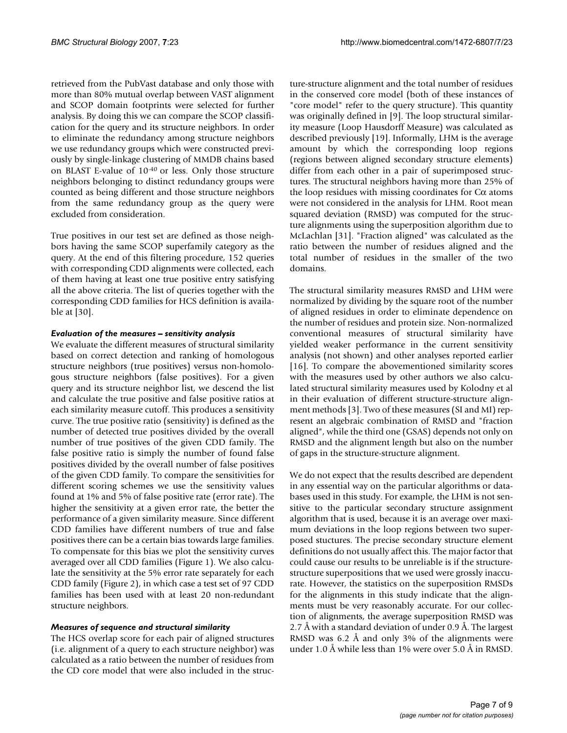retrieved from the PubVast database and only those with more than 80% mutual overlap between VAST alignment and SCOP domain footprints were selected for further analysis. By doing this we can compare the SCOP classification for the query and its structure neighbors. In order to eliminate the redundancy among structure neighbors we use redundancy groups which were constructed previously by single-linkage clustering of MMDB chains based on BLAST E-value of $10^{-40}$ or less. Only those structure neighbors belonging to distinct redundancy groups were counted as being different and those structure neighbors from the same redundancy group as the query were excluded from consideration.

True positives in our test set are defined as those neighbors having the same SCOP superfamily category as the query. At the end of this filtering procedure, 152 queries with corresponding CDD alignments were collected, each of them having at least one true positive entry satisfying all the above criteria. The list of queries together with the corresponding CDD families for HCS definition is available at [30].

#### *Evaluation of the measures – sensitivity analysis*

We evaluate the different measures of structural similarity based on correct detection and ranking of homologous structure neighbors (true positives) versus non-homologous structure neighbors (false positives). For a given query and its structure neighbor list, we descend the list and calculate the true positive and false positive ratios at each similarity measure cutoff. This produces a sensitivity curve. The true positive ratio (sensitivity) is defined as the number of detected true positives divided by the overall number of true positives of the given CDD family. The false positive ratio is simply the number of found false positives divided by the overall number of false positives of the given CDD family. To compare the sensitivities for different scoring schemes we use the sensitivity values found at 1% and 5% of false positive rate (error rate). The higher the sensitivity at a given error rate, the better the performance of a given similarity measure. Since different CDD families have different numbers of true and false positives there can be a certain bias towards large families. To compensate for this bias we plot the sensitivity curves averaged over all CDD families (Figure 1). We also calculate the sensitivity at the 5% error rate separately for each CDD family (Figure 2), in which case a test set of 97 CDD families has been used with at least 20 non-redundant structure neighbors.

#### *Measures of sequence and structural similarity*

The HCS overlap score for each pair of aligned structures (i.e. alignment of a query to each structure neighbor) was calculated as a ratio between the number of residues from the CD core model that were also included in the structure-structure alignment and the total number of residues in the conserved core model (both of these instances of "core model" refer to the query structure). This quantity was originally defined in [9]. The loop structural similarity measure (Loop Hausdorff Measure) was calculated as described previously [19]. Informally, LHM is the average amount by which the corresponding loop regions (regions between aligned secondary structure elements) differ from each other in a pair of superimposed structures. The structural neighbors having more than 25% of the loop residues with missing coordinates for Cα atoms were not considered in the analysis for LHM. Root mean squared deviation (RMSD) was computed for the structure alignments using the superposition algorithm due to McLachlan [31]. "Fraction aligned" was calculated as the ratio between the number of residues aligned and the total number of residues in the smaller of the two domains.

The structural similarity measures RMSD and LHM were normalized by dividing by the square root of the number of aligned residues in order to eliminate dependence on the number of residues and protein size. Non-normalized conventional measures of structural similarity have yielded weaker performance in the current sensitivity analysis (not shown) and other analyses reported earlier [16]. To compare the abovementioned similarity scores with the measures used by other authors we also calculated structural similarity measures used by Kolodny et al in their evaluation of different structure-structure alignment methods [3]. Two of these measures (SI and MI) represent an algebraic combination of RMSD and "fraction aligned", while the third one (GSAS) depends not only on RMSD and the alignment length but also on the number of gaps in the structure-structure alignment.

We do not expect that the results described are dependent in any essential way on the particular algorithms or databases used in this study. For example, the LHM is not sensitive to the particular secondary structure assignment algorithm that is used, because it is an average over maximum deviations in the loop regions between two superposed stuctures. The precise secondary structure element definitions do not usually affect this. The major factor that could cause our results to be unreliable is if the structure-structure superpositions that we used were grossly inaccurate. However, the statistics on the superposition RMSDs for the alignments in this study indicate that the alignments must be very reasonably accurate. For our collection of alignments, the average superposition RMSD was 2.7 Å with a standard deviation of under 0.9 Å. The largest RMSD was 6.2 Å and only 3% of the alignments were under 1.0 Å while less than 1% were over 5.0 Å in RMSD.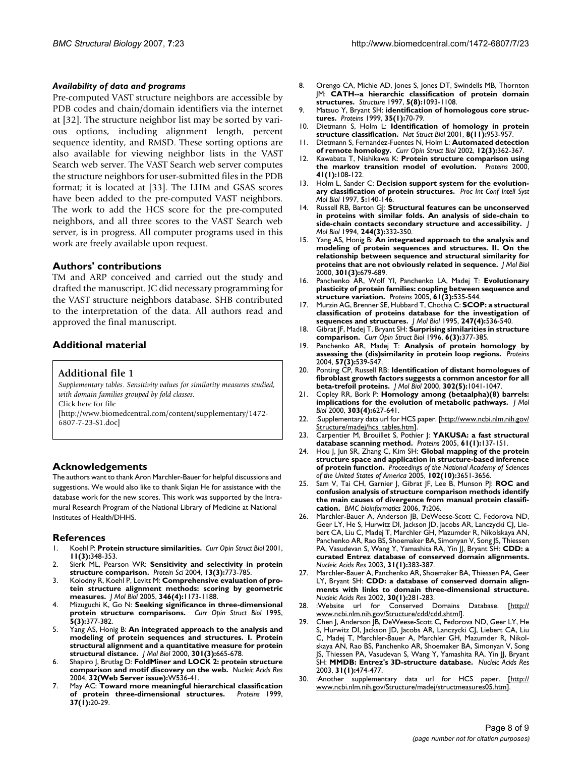### *Availability of data and programs*

Pre-computed VAST structure neighbors are accessible by PDB codes and chain/domain identifiers via the internet at [32]. The structure neighbor list may be sorted by various options, including alignment length, percent sequence identity, and RMSD. These sorting options are also available for viewing neighbor lists in the VAST Search web server. The VAST Search web server computes the structure neighbors for user-submitted files in the PDB format; it is located at [33]. The LHM and GSAS scores have been added to the pre-computed VAST neighbors. The work to add the HCS score for the pre-computed neighbors, and all three scores to the VAST Search web server, is in progress. All computer programs used in this work are freely available upon request.

## Authors' contributions

TM and ARP conceived and carried out the study and drafted the manuscript. JC did necessary programming for the VAST structure neighbors database. SHB contributed to the interpretation of the data. All authors read and approved the final manuscript.

## Additional material

**Additional file 1**

*Supplementary tables. Sensitivity values for similarity measures studied, with domain families grouped by fold classes.*
Click here for file
[http://www.biomedcentral.com/content/supplementary/1472-6807-7-23-S1.doc]

## Acknowledgements

The authors want to thank Aron Marchler-Bauer for helpful discussions and suggestions. We would also like to thank Siqian He for assistance with the database work for the new scores. This work was supported by the Intramural Research Program of the National Library of Medicine at National Institutes of Health/DHHS.

## References

1. Koehl P: **Protein structure similarities.** *Curr Opin Struct Biol* 2001, **11(3):**348-353.
2. Sierk ML, Pearson WR: **Sensitivity and selectivity in protein structure comparison.** *Protein Sci* 2004, **13(3):**773-785.
3. Kolodny R, Koehl P, Levitt M: **Comprehensive evaluation of protein structure alignment methods: scoring by geometric measures.** *J Mol Biol* 2005, **346(4):**1173-1188.
4. Mizuguchi K, Go N: **Seeking significance in three-dimensional protein structure comparisons.** *Curr Opin Struct Biol* 1995, **5(3):**377-382.
5. Yang AS, Honig B: **An integrated approach to the analysis and modeling of protein sequences and structures. I. Protein structural alignment and a quantitative measure for protein structural distance.** *J Mol Biol* 2000, **301(3):**665-678.
6. Shapiro J, Brutlag D: **FoldMiner and LOCK 2: protein structure comparison and motif discovery on the web.** *Nucleic Acids Res* 2004, **32(Web Server issue):**W536-41.
7. May AC: **Toward more meaningful hierarchical classification of protein three-dimensional structures.** *Proteins* 1999, **37(1):**20-29.
8. Orengo CA, Michie AD, Jones S, Jones DT, Swindells MB, Thornton JM: **CATH--a hierarchic classification of protein domain structures.** *Structure* 1997, **5(8):**1093-1108.
9. Matsuo Y, Bryant SH: **identification of homologous core structures.** *Proteins* 1999, **35(1):**70-79.
10. Dietmann S, Holm L: **Identification of homology in protein structure classification.** *Nat Struct Biol* 2001, **8(11):**953-957.
11. Dietmann S, Fernandez-Fuentes N, Holm L: **Automated detection of remote homology.** *Curr Opin Struct Biol* 2002, **12(3):**362-367.
12. Kawabata T, Nishikawa K: **Protein structure comparison using the markov transition model of evolution.** *Proteins* 2000, **41(1):**108-122.
13. Holm L, Sander C: **Decision support system for the evolutionary classification of protein structures.** *Proc Int Conf Intell Syst Mol Biol* 1997, **5:**140-146.
14. Russell RB, Barton GJ: **Structural features can be unconserved in proteins with similar folds. An analysis of side-chain to side-chain contacts secondary structure and accessibility.** *J Mol Biol* 1994, **244(3):**332-350.
15. Yang AS, Honig B: **An integrated approach to the analysis and modeling of protein sequences and structures. II. On the relationship between sequence and structural similarity for proteins that are not obviously related in sequence.** *J Mol Biol* 2000, **301(3):**679-689.
16. Panchenko AR, Wolf YI, Panchenko LA, Madej T: **Evolutionary plasticity of protein families: coupling between sequence and structure variation.** *Proteins* 2005, **61(3):**535-544.
17. Murzin AG, Brenner SE, Hubbard T, Chothia C: **SCOP: a structural classification of proteins database for the investigation of sequences and structures.** *J Mol Biol* 1995, **247(4):**536-540.
18. Gibrat JF, Madej T, Bryant SH: **Surprising similarities in structure comparison.** *Curr Opin Struct Biol* 1996, **6(3):**377-385.
19. Panchenko AR, Madej T: **Analysis of protein homology by assessing the (dis)similarity in protein loop regions.** *Proteins* 2004, **57(3):**539-547.
20. Ponting CP, Russell RB: **Identification of distant homologues of fibroblast growth factors suggests a common ancestor for all beta-trefoil proteins.** *J Mol Biol* 2000, **302(5):**1041-1047.
21. Copley RR, Bork P: **Homology among (betaalpha)(8) barrels: implications for the evolution of metabolic pathways.** *J Mol Biol* 2000, **303(4):**627-641.
22. :Supplementary data url for HCS paper. [http://www.ncbi.nlm.nih.gov/Structure/madej/hcs_tables.htm].
23. Carpentier M, Brouillet S, Pothier J: **YAKUSA: a fast structural database scanning method.** *Proteins* 2005, **61(1):**137-151.
24. Hou J, Jun SR, Zhang C, Kim SH: **Global mapping of the protein structure space and application in structure-based inference of protein function.** *Proceedings of the National Academy of Sciences of the United States of America* 2005, **102(10):**3651-3656.
25. Sam V, Tai CH, Garnier J, Gibrat JF, Lee B, Munson PJ: **ROC and confusion analysis of structure comparison methods identify the main causes of divergence from manual protein classification.** *BMC bioinformatics* 2006, **7:**206.
26. Marchler-Bauer A, Anderson JB, DeWeese-Scott C, Fedorova ND, Geer LY, He S, Hurwitz DI, Jackson JD, Jacobs AR, Lanczycki CJ, Liebert CA, Liu C, Madej T, Marchler GH, Mazumder R, Nikolskaya AN, Panchenko AR, Rao BS, Shoemaker BA, Simonyan V, Song JS, Thiessen PA, Vasudevan S, Wang Y, Yamashita RA, Yin JJ, Bryant SH: **CDD: a curated Entrez database of conserved domain alignments.** *Nucleic Acids Res* 2003, **31(1):**383-387.
27. Marchler-Bauer A, Panchenko AR, Shoemaker BA, Thiessen PA, Geer LY, Bryant SH: **CDD: a database of conserved domain alignments with links to domain three-dimensional structure.** *Nucleic Acids Res* 2002, **30(1):**281-283.
28. :Website url for Conserved Domains Database. [http://www.ncbi.nlm.nih.gov/Structure/cdd/cdd.shtml].
29. Chen J, Anderson JB, DeWeese-Scott C, Fedorova ND, Geer LY, He S, Hurwitz DI, Jackson JD, Jacobs AR, Lanczycki CJ, Liebert CA, Liu C, Madej T, Marchler-Bauer A, Marchler GH, Mazumder R, Nikolskaya AN, Rao BS, Panchenko AR, Shoemaker BA, Simonyan V, Song JS, Thiessen PA, Vasudevan S, Wang Y, Yamashita RA, Yin JJ, Bryant SH: **MMDB: Entrez's 3D-structure database.** *Nucleic Acids Res* 2003, **31(1):**474-477.
30. :Another supplementary data url for HCS paper. [http://www.ncbi.nlm.nih.gov/Structure/madej/structmeasures05.htm].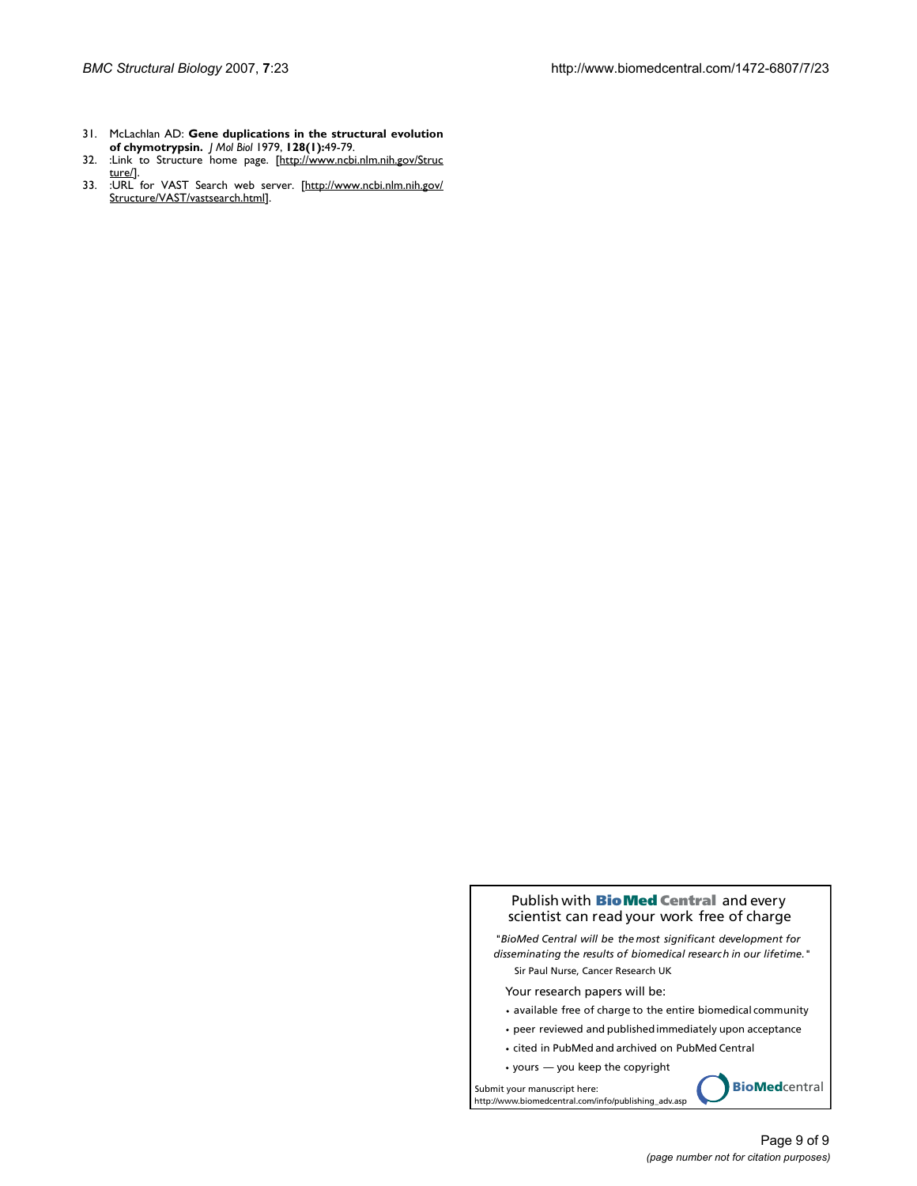31. McLachlan AD: **Gene duplications in the structural evolution of chymotrypsin.** *J Mol Biol* 1979, **128(1):**49-79.
32. :Link to Structure home page. [http://www.ncbi.nlm.nih.gov/Structure/].
33. :URL for VAST Search web server. [http://www.ncbi.nlm.nih.gov/Structure/VAST/vastsearch.html].

Publish with **BioMed Central** and every scientist can read your work free of charge

*"BioMed Central will be the most significant development for disseminating the results of biomedical research in our lifetime."*

Sir Paul Nurse, Cancer Research UK

Your research papers will be:

- available free of charge to the entire biomedical community
- peer reviewed and published immediately upon acceptance
- cited in PubMed and archived on PubMed Central
- yours — you keep the copyright

Submit your manuscript here:
http://www.biomedcentral.com/info/publishing_adv.asp

**BioMed**central